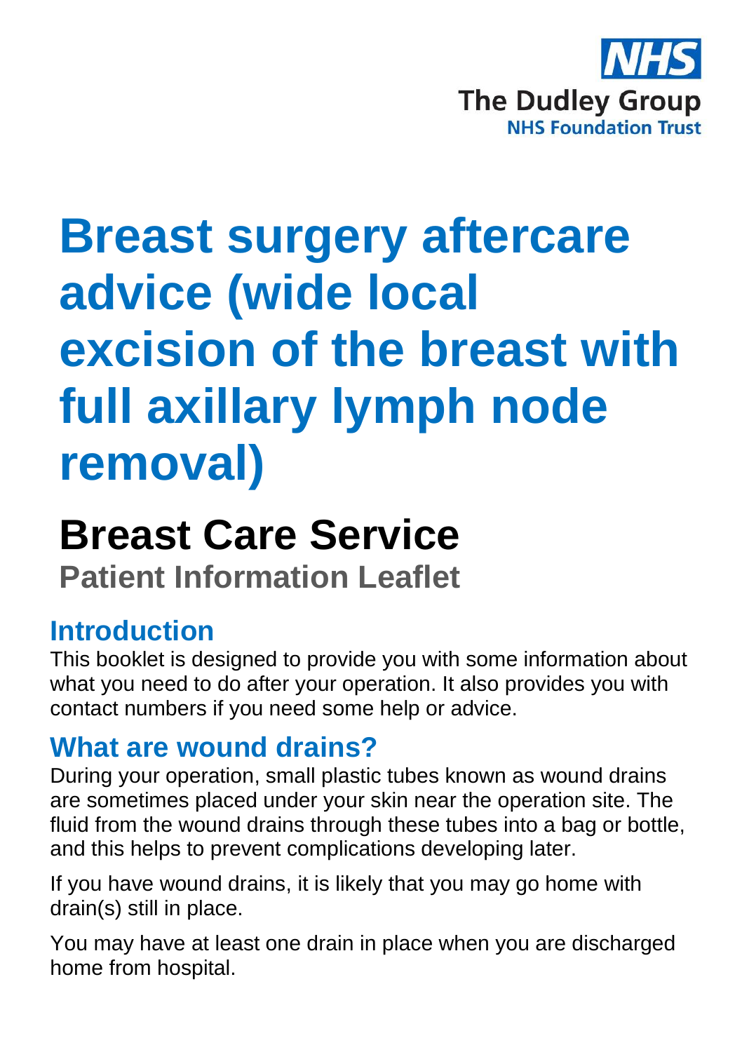NHS

The Dudley Group

NHS Foundation Trust

# Breast surgery aftercare advice (wide local excision of the breast with full axillary lymph node removal)

## Breast Care Service

**Patient Information Leaflet**

### Introduction

This booklet is designed to provide you with some information about what you need to do after your operation. It also provides you with contact numbers if you need some help or advice.

### What are wound drains?

During your operation, small plastic tubes known as wound drains are sometimes placed under your skin near the operation site. The fluid from the wound drains through these tubes into a bag or bottle, and this helps to prevent complications developing later.

If you have wound drains, it is likely that you may go home with drain(s) still in place.

You may have at least one drain in place when you are discharged home from hospital.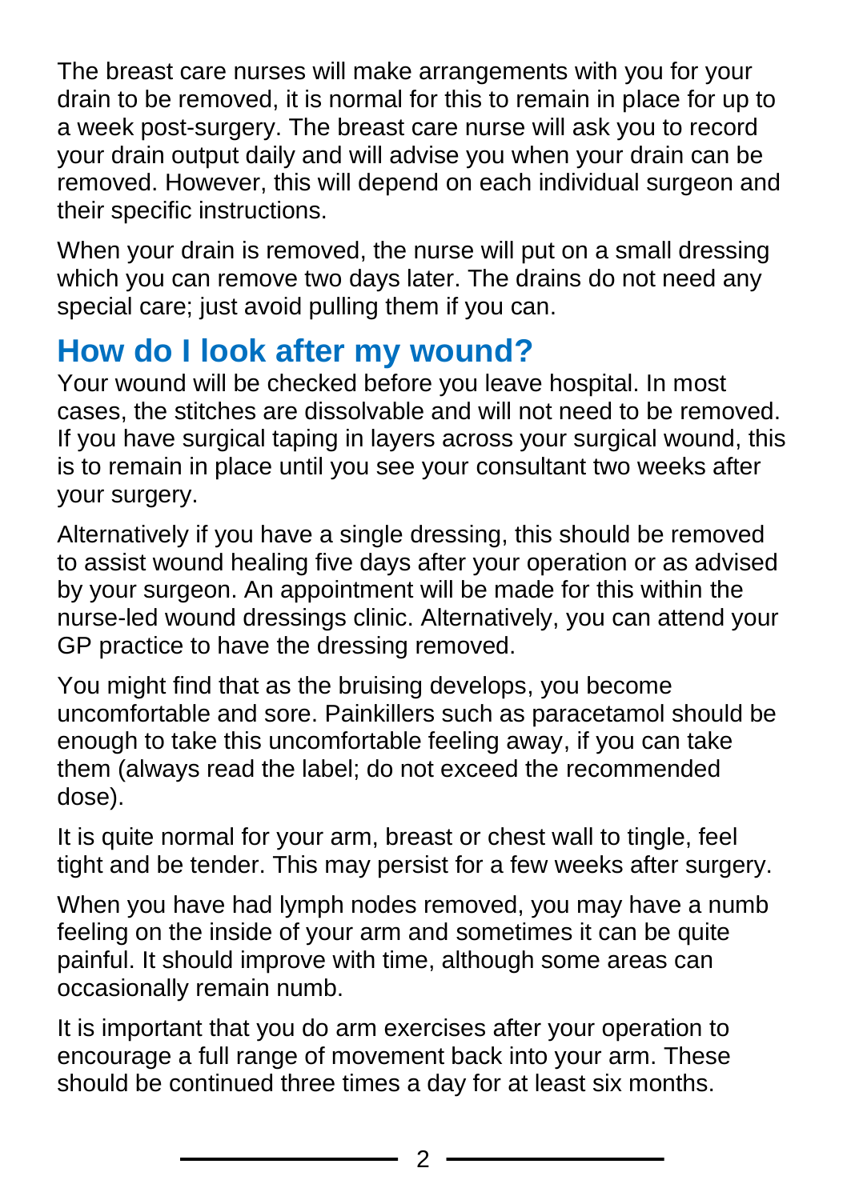The breast care nurses will make arrangements with you for your drain to be removed, it is normal for this to remain in place for up to a week post-surgery. The breast care nurse will ask you to record your drain output daily and will advise you when your drain can be removed. However, this will depend on each individual surgeon and their specific instructions.

When your drain is removed, the nurse will put on a small dressing which you can remove two days later. The drains do not need any special care; just avoid pulling them if you can.

## How do I look after my wound?

Your wound will be checked before you leave hospital. In most cases, the stitches are dissolvable and will not need to be removed. If you have surgical taping in layers across your surgical wound, this is to remain in place until you see your consultant two weeks after your surgery.

Alternatively if you have a single dressing, this should be removed to assist wound healing five days after your operation or as advised by your surgeon. An appointment will be made for this within the nurse-led wound dressings clinic. Alternatively, you can attend your GP practice to have the dressing removed.

You might find that as the bruising develops, you become uncomfortable and sore. Painkillers such as paracetamol should be enough to take this uncomfortable feeling away, if you can take them (always read the label; do not exceed the recommended dose).

It is quite normal for your arm, breast or chest wall to tingle, feel tight and be tender. This may persist for a few weeks after surgery.

When you have had lymph nodes removed, you may have a numb feeling on the inside of your arm and sometimes it can be quite painful. It should improve with time, although some areas can occasionally remain numb.

It is important that you do arm exercises after your operation to encourage a full range of movement back into your arm. These should be continued three times a day for at least six months.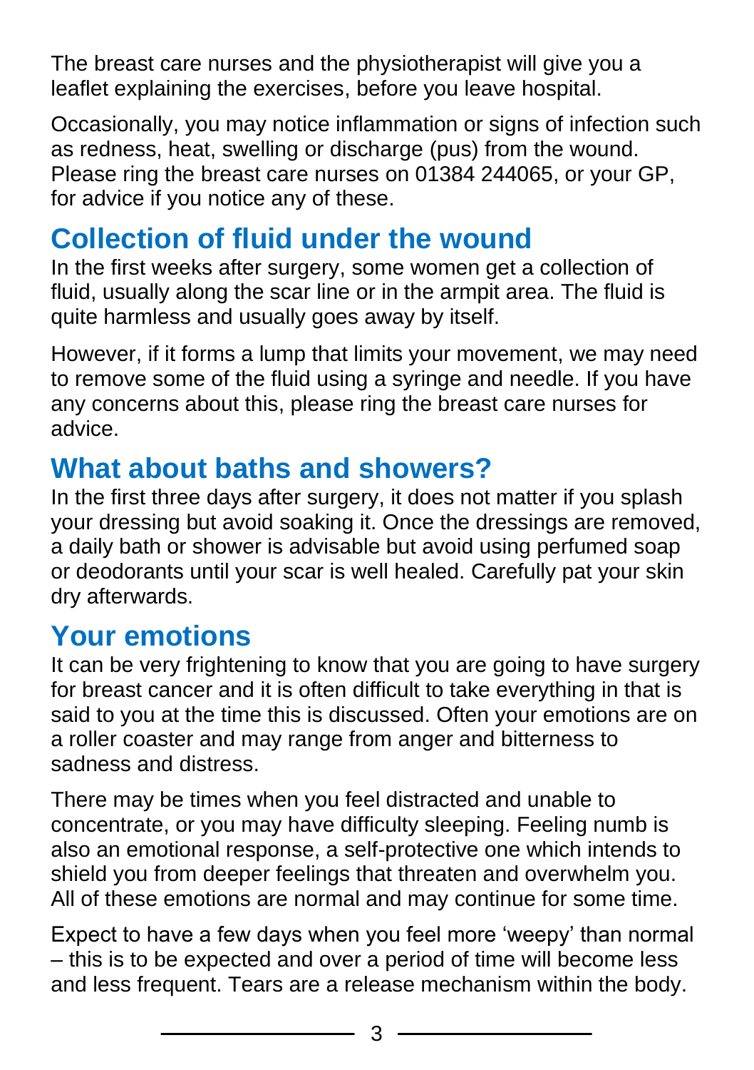The breast care nurses and the physiotherapist will give you a leaflet explaining the exercises, before you leave hospital.

Occasionally, you may notice inflammation or signs of infection such as redness, heat, swelling or discharge (pus) from the wound. Please ring the breast care nurses on 01384 244065, or your GP, for advice if you notice any of these.

## Collection of fluid under the wound

In the first weeks after surgery, some women get a collection of fluid, usually along the scar line or in the armpit area. The fluid is quite harmless and usually goes away by itself.

However, if it forms a lump that limits your movement, we may need to remove some of the fluid using a syringe and needle. If you have any concerns about this, please ring the breast care nurses for advice.

## What about baths and showers?

In the first three days after surgery, it does not matter if you splash your dressing but avoid soaking it. Once the dressings are removed, a daily bath or shower is advisable but avoid using perfumed soap or deodorants until your scar is well healed. Carefully pat your skin dry afterwards.

## Your emotions

It can be very frightening to know that you are going to have surgery for breast cancer and it is often difficult to take everything in that is said to you at the time this is discussed. Often your emotions are on a roller coaster and may range from anger and bitterness to sadness and distress.

There may be times when you feel distracted and unable to concentrate, or you may have difficulty sleeping. Feeling numb is also an emotional response, a self-protective one which intends to shield you from deeper feelings that threaten and overwhelm you. All of these emotions are normal and may continue for some time.

Expect to have a few days when you feel more 'weepy' than normal – this is to be expected and over a period of time will become less and less frequent. Tears are a release mechanism within the body.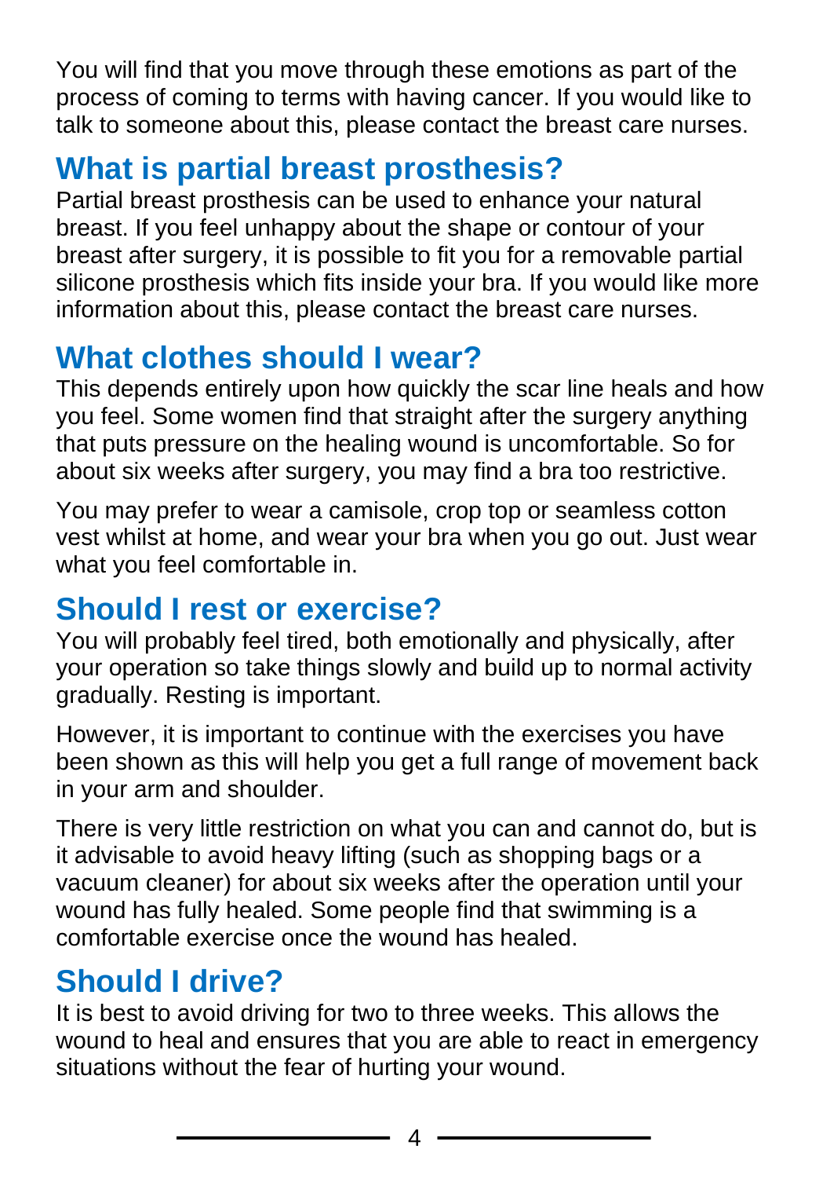You will find that you move through these emotions as part of the process of coming to terms with having cancer. If you would like to talk to someone about this, please contact the breast care nurses.

## What is partial breast prosthesis?

Partial breast prosthesis can be used to enhance your natural breast. If you feel unhappy about the shape or contour of your breast after surgery, it is possible to fit you for a removable partial silicone prosthesis which fits inside your bra. If you would like more information about this, please contact the breast care nurses.

## What clothes should I wear?

This depends entirely upon how quickly the scar line heals and how you feel. Some women find that straight after the surgery anything that puts pressure on the healing wound is uncomfortable. So for about six weeks after surgery, you may find a bra too restrictive.

You may prefer to wear a camisole, crop top or seamless cotton vest whilst at home, and wear your bra when you go out. Just wear what you feel comfortable in.

## Should I rest or exercise?

You will probably feel tired, both emotionally and physically, after your operation so take things slowly and build up to normal activity gradually. Resting is important.

However, it is important to continue with the exercises you have been shown as this will help you get a full range of movement back in your arm and shoulder.

There is very little restriction on what you can and cannot do, but is it advisable to avoid heavy lifting (such as shopping bags or a vacuum cleaner) for about six weeks after the operation until your wound has fully healed. Some people find that swimming is a comfortable exercise once the wound has healed.

## Should I drive?

It is best to avoid driving for two to three weeks. This allows the wound to heal and ensures that you are able to react in emergency situations without the fear of hurting your wound.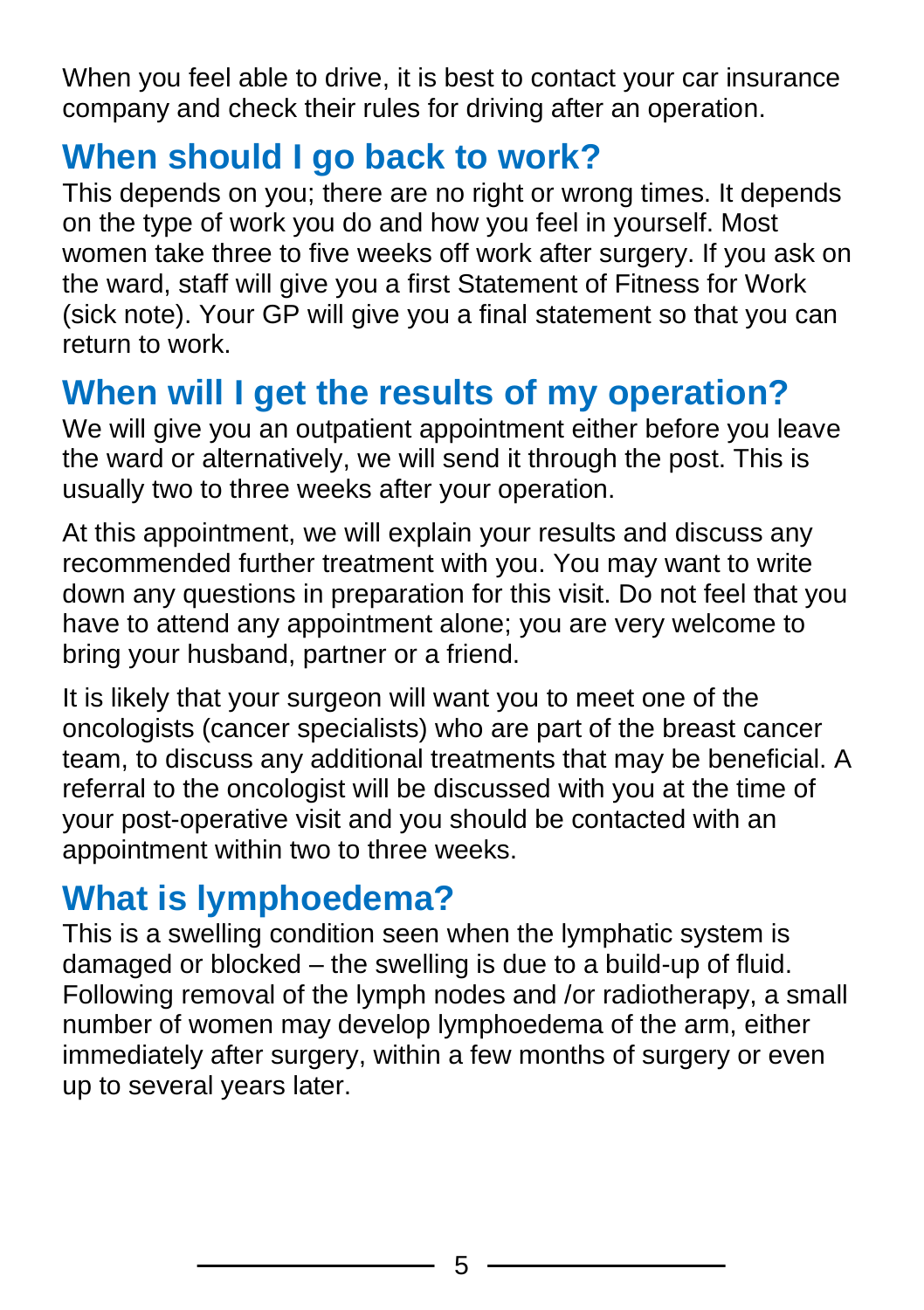When you feel able to drive, it is best to contact your car insurance company and check their rules for driving after an operation.

## When should I go back to work?

This depends on you; there are no right or wrong times. It depends on the type of work you do and how you feel in yourself. Most women take three to five weeks off work after surgery. If you ask on the ward, staff will give you a first Statement of Fitness for Work (sick note). Your GP will give you a final statement so that you can return to work.

## When will I get the results of my operation?

We will give you an outpatient appointment either before you leave the ward or alternatively, we will send it through the post. This is usually two to three weeks after your operation.

At this appointment, we will explain your results and discuss any recommended further treatment with you. You may want to write down any questions in preparation for this visit. Do not feel that you have to attend any appointment alone; you are very welcome to bring your husband, partner or a friend.

It is likely that your surgeon will want you to meet one of the oncologists (cancer specialists) who are part of the breast cancer team, to discuss any additional treatments that may be beneficial. A referral to the oncologist will be discussed with you at the time of your post-operative visit and you should be contacted with an appointment within two to three weeks.

## What is lymphoedema?

This is a swelling condition seen when the lymphatic system is damaged or blocked – the swelling is due to a build-up of fluid. Following removal of the lymph nodes and /or radiotherapy, a small number of women may develop lymphoedema of the arm, either immediately after surgery, within a few months of surgery or even up to several years later.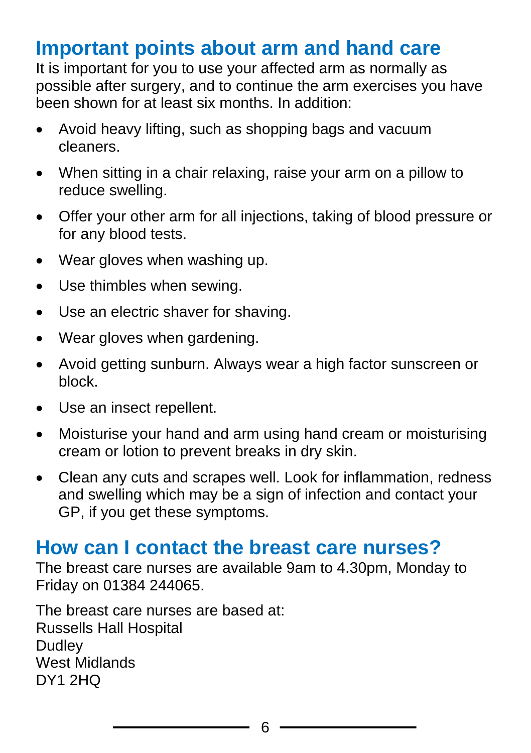## Important points about arm and hand care

It is important for you to use your affected arm as normally as possible after surgery, and to continue the arm exercises you have been shown for at least six months. In addition:

- Avoid heavy lifting, such as shopping bags and vacuum cleaners.
- When sitting in a chair relaxing, raise your arm on a pillow to reduce swelling.
- Offer your other arm for all injections, taking of blood pressure or for any blood tests.
- Wear gloves when washing up.
- Use thimbles when sewing.
- Use an electric shaver for shaving.
- Wear gloves when gardening.
- Avoid getting sunburn. Always wear a high factor sunscreen or block.
- Use an insect repellent.
- Moisturise your hand and arm using hand cream or moisturising cream or lotion to prevent breaks in dry skin.
- Clean any cuts and scrapes well. Look for inflammation, redness and swelling which may be a sign of infection and contact your GP, if you get these symptoms.

## How can I contact the breast care nurses?

The breast care nurses are available 9am to 4.30pm, Monday to Friday on 01384 244065.

The breast care nurses are based at:
Russells Hall Hospital
Dudley
West Midlands
DY1 2HQ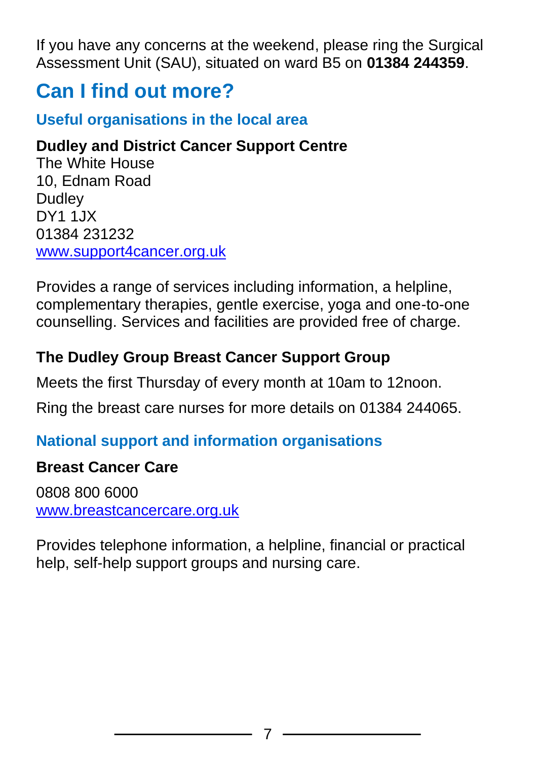If you have any concerns at the weekend, please ring the Surgical Assessment Unit (SAU), situated on ward B5 on **01384 244359**.

## Can I find out more?

### Useful organisations in the local area

**Dudley and District Cancer Support Centre**
The White House
10, Ednam Road
Dudley
DY1 1JX
01384 231232
www.support4cancer.org.uk

Provides a range of services including information, a helpline, complementary therapies, gentle exercise, yoga and one-to-one counselling. Services and facilities are provided free of charge.

**The Dudley Group Breast Cancer Support Group**

Meets the first Thursday of every month at 10am to 12noon.

Ring the breast care nurses for more details on 01384 244065.

### National support and information organisations

**Breast Cancer Care**

0808 800 6000
www.breastcancercare.org.uk

Provides telephone information, a helpline, financial or practical help, self-help support groups and nursing care.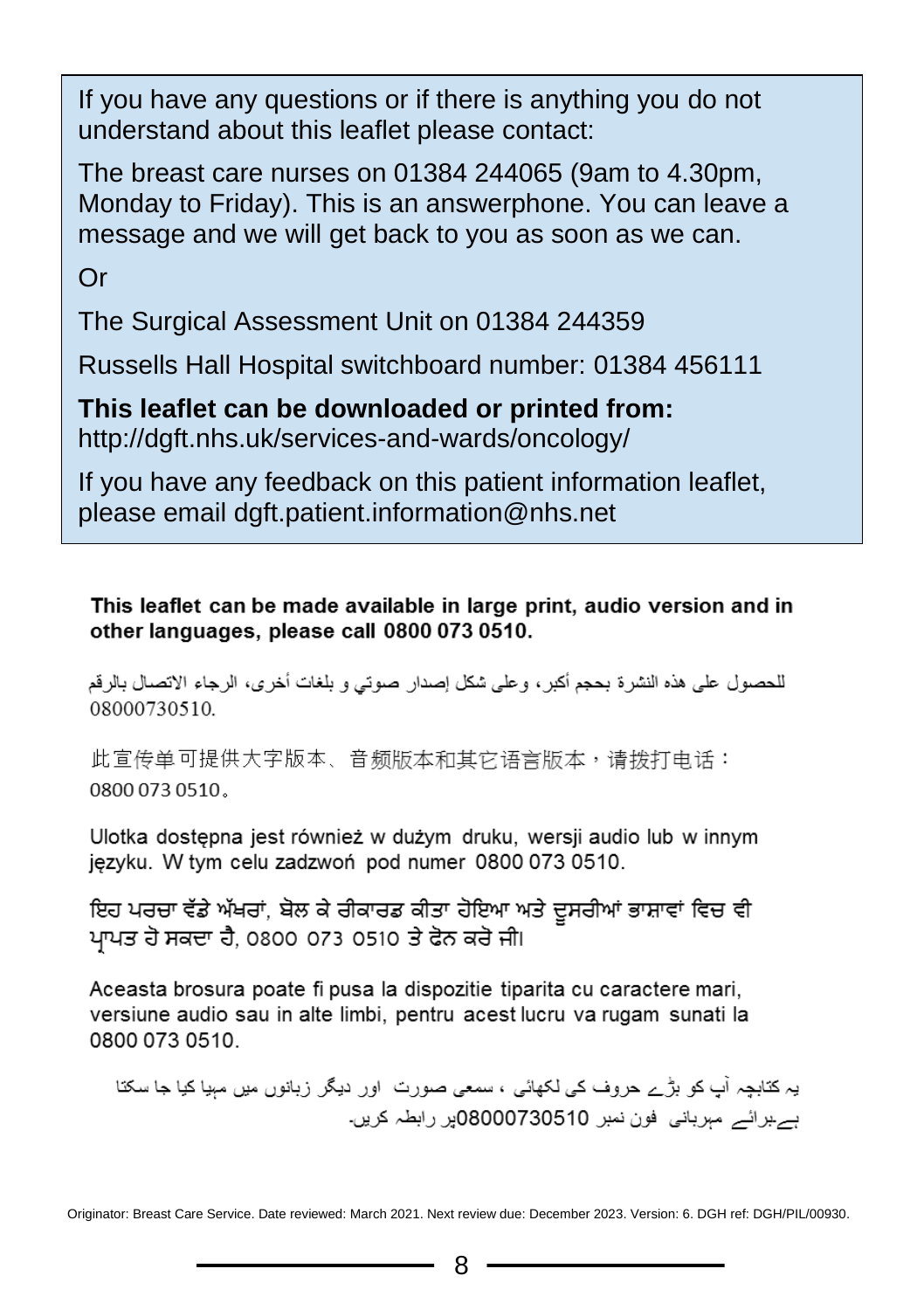If you have any questions or if there is anything you do not understand about this leaflet please contact:

The breast care nurses on 01384 244065 (9am to 4.30pm, Monday to Friday). This is an answerphone. You can leave a message and we will get back to you as soon as we can.

Or

The Surgical Assessment Unit on 01384 244359

Russells Hall Hospital switchboard number: 01384 456111

**This leaflet can be downloaded or printed from:**
http://dgft.nhs.uk/services-and-wards/oncology/

If you have any feedback on this patient information leaflet, please email dgft.patient.information@nhs.net

**This leaflet can be made available in large print, audio version and in other languages, please call 0800 073 0510.**

للحصول على هذه النشرة بحجم أكبر، وعلى شكل إصدار صوتي و بلغات أخرى، الرجاء الاتصال بالرقم 08000730510.

此宣传单可提供大字版本、音频版本和其它语言版本，请拨打电话：0800 073 0510。

Ulotka dostępna jest również w dużym druku, wersji audio lub w innym języku. W tym celu zadzwoń pod numer 0800 073 0510.

ਇਹ ਪਰਚਾ ਵੱਡੇ ਅੱਖਰਾਂ, ਬੋਲ ਕੇ ਰੀਕਾਰਡ ਕੀਤਾ ਹੋਇਆ ਅਤੇ ਦੂਸਰੀਆਂ ਭਾਸ਼ਾਵਾਂ ਵਿਚ ਵੀ ਪ੍ਰਾਪਤ ਹੋ ਸਕਦਾ ਹੈ, 0800 073 0510 ਤੇ ਫੋਨ ਕਰੋ ਜੀ।

Aceasta brosura poate fi pusa la dispozitie tiparita cu caractere mari, versiune audio sau in alte limbi, pentru acest lucru va rugam sunati la 0800 073 0510.

یہ کتابچہ آپ کو بڑے حروف کی لکھائی ، سمعی صورت اور دیگر زبانوں میں مہیا کیا جا سکتا ہے۔برائے مہربانی فون نمبر 08000730510پر رابطہ کریں۔

Originator: Breast Care Service. Date reviewed: March 2021. Next review due: December 2023. Version: 6. DGH ref: DGH/PIL/00930.